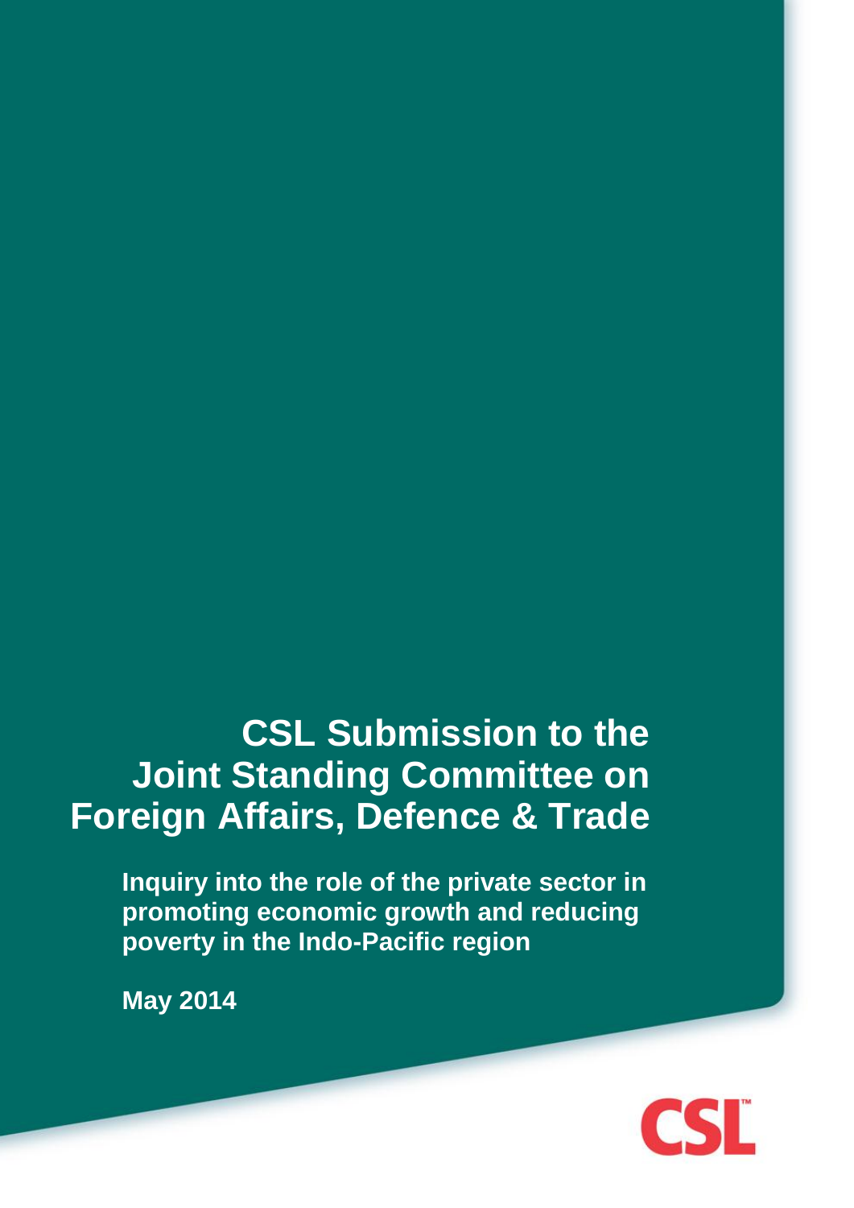# CSL Submission to the Joint Standing Committee on Foreign Affairs, Defence & Trade

**Inquiry into the role of the private sector in promoting economic growth and reducing poverty in the Indo-Pacific region**

**May 2014**

CSL™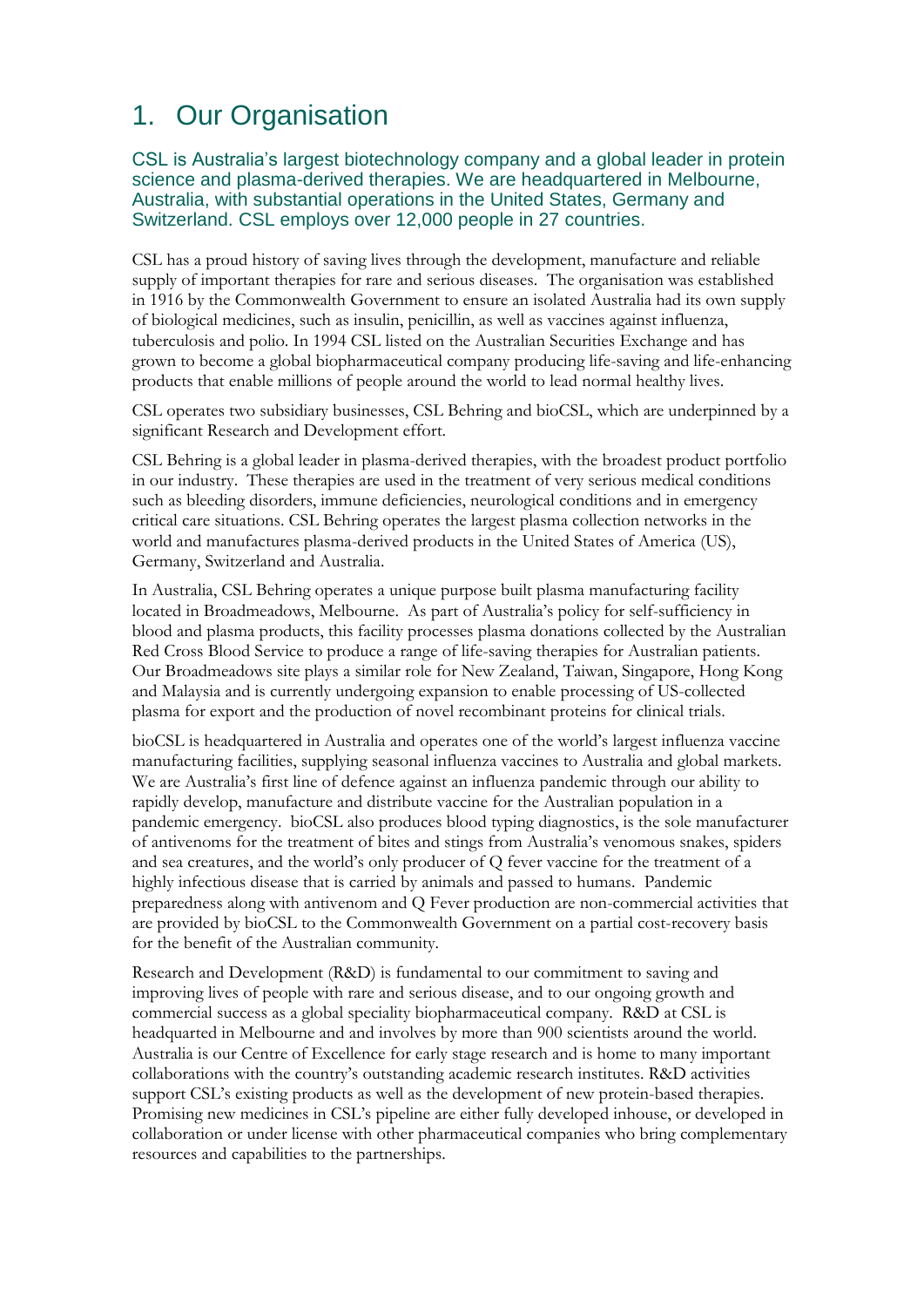# 1. Our Organisation

**CSL is Australia's largest biotechnology company and a global leader in protein science and plasma-derived therapies. We are headquartered in Melbourne, Australia, with substantial operations in the United States, Germany and Switzerland. CSL employs over 12,000 people in 27 countries.**

CSL has a proud history of saving lives through the development, manufacture and reliable supply of important therapies for rare and serious diseases. The organisation was established in 1916 by the Commonwealth Government to ensure an isolated Australia had its own supply of biological medicines, such as insulin, penicillin, as well as vaccines against influenza, tuberculosis and polio. In 1994 CSL listed on the Australian Securities Exchange and has grown to become a global biopharmaceutical company producing life-saving and life-enhancing products that enable millions of people around the world to lead normal healthy lives.

CSL operates two subsidiary businesses, CSL Behring and bioCSL, which are underpinned by a significant Research and Development effort.

CSL Behring is a global leader in plasma-derived therapies, with the broadest product portfolio in our industry. These therapies are used in the treatment of very serious medical conditions such as bleeding disorders, immune deficiencies, neurological conditions and in emergency critical care situations. CSL Behring operates the largest plasma collection networks in the world and manufactures plasma-derived products in the United States of America (US), Germany, Switzerland and Australia.

In Australia, CSL Behring operates a unique purpose built plasma manufacturing facility located in Broadmeadows, Melbourne. As part of Australia's policy for self-sufficiency in blood and plasma products, this facility processes plasma donations collected by the Australian Red Cross Blood Service to produce a range of life-saving therapies for Australian patients. Our Broadmeadows site plays a similar role for New Zealand, Taiwan, Singapore, Hong Kong and Malaysia and is currently undergoing expansion to enable processing of US-collected plasma for export and the production of novel recombinant proteins for clinical trials.

bioCSL is headquartered in Australia and operates one of the world's largest influenza vaccine manufacturing facilities, supplying seasonal influenza vaccines to Australia and global markets. We are Australia's first line of defence against an influenza pandemic through our ability to rapidly develop, manufacture and distribute vaccine for the Australian population in a pandemic emergency. bioCSL also produces blood typing diagnostics, is the sole manufacturer of antivenoms for the treatment of bites and stings from Australia's venomous snakes, spiders and sea creatures, and the world's only producer of Q fever vaccine for the treatment of a highly infectious disease that is carried by animals and passed to humans. Pandemic preparedness along with antivenom and Q Fever production are non-commercial activities that are provided by bioCSL to the Commonwealth Government on a partial cost-recovery basis for the benefit of the Australian community.

Research and Development (R&D) is fundamental to our commitment to saving and improving lives of people with rare and serious disease, and to our ongoing growth and commercial success as a global speciality biopharmaceutical company. R&D at CSL is headquarted in Melbourne and and involves by more than 900 scientists around the world. Australia is our Centre of Excellence for early stage research and is home to many important collaborations with the country's outstanding academic research institutes. R&D activities support CSL's existing products as well as the development of new protein-based therapies. Promising new medicines in CSL's pipeline are either fully developed inhouse, or developed in collaboration or under license with other pharmaceutical companies who bring complementary resources and capabilities to the partnerships.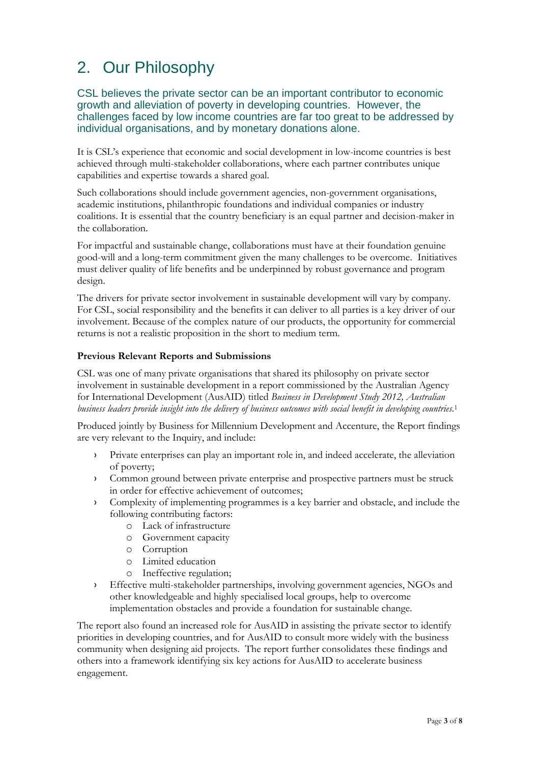# 2. Our Philosophy

CSL believes the private sector can be an important contributor to economic growth and alleviation of poverty in developing countries. However, the challenges faced by low income countries are far too great to be addressed by individual organisations, and by monetary donations alone.

It is CSL's experience that economic and social development in low-income countries is best achieved through multi-stakeholder collaborations, where each partner contributes unique capabilities and expertise towards a shared goal.

Such collaborations should include government agencies, non-government organisations, academic institutions, philanthropic foundations and individual companies or industry coalitions. It is essential that the country beneficiary is an equal partner and decision-maker in the collaboration.

For impactful and sustainable change, collaborations must have at their foundation genuine good-will and a long-term commitment given the many challenges to be overcome. Initiatives must deliver quality of life benefits and be underpinned by robust governance and program design.

The drivers for private sector involvement in sustainable development will vary by company. For CSL, social responsibility and the benefits it can deliver to all parties is a key driver of our involvement. Because of the complex nature of our products, the opportunity for commercial returns is not a realistic proposition in the short to medium term.

**Previous Relevant Reports and Submissions**

CSL was one of many private organisations that shared its philosophy on private sector involvement in sustainable development in a report commissioned by the Australian Agency for International Development (AusAID) titled *Business in Development Study 2012, Australian business leaders provide insight into the delivery of business outcomes with social benefit in developing countries.*[1]

Produced jointly by Business for Millennium Development and Accenture, the Report findings are very relevant to the Inquiry, and include:

- Private enterprises can play an important role in, and indeed accelerate, the alleviation of poverty;
- Common ground between private enterprise and prospective partners must be struck in order for effective achievement of outcomes;
- Complexity of implementing programmes is a key barrier and obstacle, and include the following contributing factors:
  - Lack of infrastructure
  - Government capacity
  - Corruption
  - Limited education
  - Ineffective regulation;
- Effective multi-stakeholder partnerships, involving government agencies, NGOs and other knowledgeable and highly specialised local groups, help to overcome implementation obstacles and provide a foundation for sustainable change.

The report also found an increased role for AusAID in assisting the private sector to identify priorities in developing countries, and for AusAID to consult more widely with the business community when designing aid projects. The report further consolidates these findings and others into a framework identifying six key actions for AusAID to accelerate business engagement.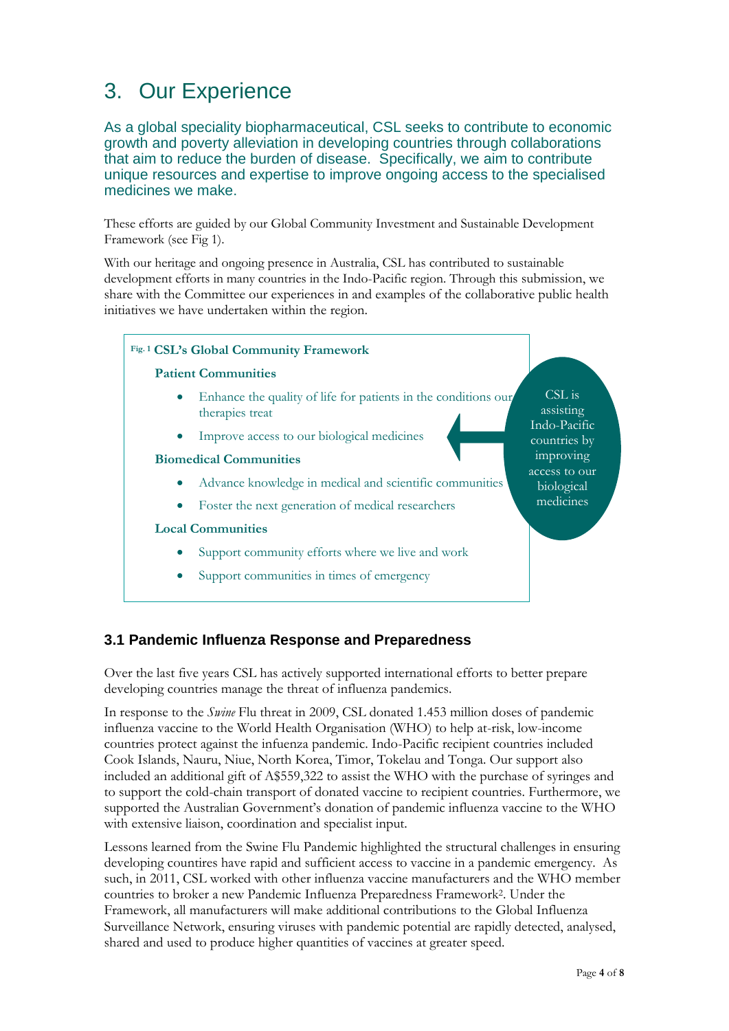# 3. Our Experience

As a global speciality biopharmaceutical, CSL seeks to contribute to economic growth and poverty alleviation in developing countries through collaborations that aim to reduce the burden of disease. Specifically, we aim to contribute unique resources and expertise to improve ongoing access to the specialised medicines we make.

These efforts are guided by our Global Community Investment and Sustainable Development Framework (see Fig 1).

With our heritage and ongoing presence in Australia, CSL has contributed to sustainable development efforts in many countries in the Indo-Pacific region. Through this submission, we share with the Committee our experiences in and examples of the collaborative public health initiatives we have undertaken within the region.

**Fig. 1 CSL's Global Community Framework**

**Patient Communities**

- Enhance the quality of life for patients in the conditions our therapies treat
- Improve access to our biological medicines

**Biomedical Communities**

- Advance knowledge in medical and scientific communities
- Foster the next generation of medical researchers

**Local Communities**

- Support community efforts where we live and work
- Support communities in times of emergency

CSL is assisting Indo-Pacific countries by improving access to our biological medicines

### 3.1 Pandemic Influenza Response and Preparedness

Over the last five years CSL has actively supported international efforts to better prepare developing countries manage the threat of influenza pandemics.

In response to the *Swine* Flu threat in 2009, CSL donated 1.453 million doses of pandemic influenza vaccine to the World Health Organisation (WHO) to help at-risk, low-income countries protect against the infuenza pandemic. Indo-Pacific recipient countries included Cook Islands, Nauru, Niue, North Korea, Timor, Tokelau and Tonga. Our support also included an additional gift of A$559,322 to assist the WHO with the purchase of syringes and to support the cold-chain transport of donated vaccine to recipient countries. Furthermore, we supported the Australian Government's donation of pandemic influenza vaccine to the WHO with extensive liaison, coordination and specialist input.

Lessons learned from the Swine Flu Pandemic highlighted the structural challenges in ensuring developing countires have rapid and sufficient access to vaccine in a pandemic emergency. As such, in 2011, CSL worked with other influenza vaccine manufacturers and the WHO member countries to broker a new Pandemic Influenza Preparedness Framework[2]. Under the Framework, all manufacturers will make additional contributions to the Global Influenza Surveillance Network, ensuring viruses with pandemic potential are rapidly detected, analysed, shared and used to produce higher quantities of vaccines at greater speed.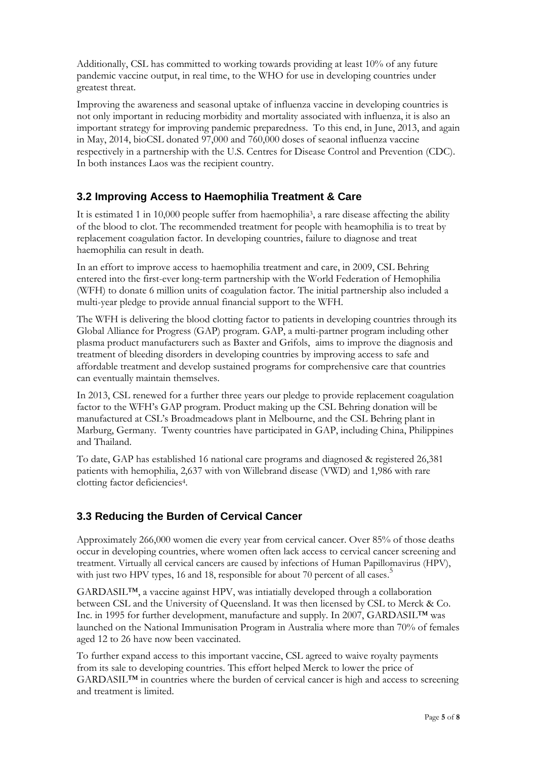Additionally, CSL has committed to working towards providing at least 10% of any future pandemic vaccine output, in real time, to the WHO for use in developing countries under greatest threat.

Improving the awareness and seasonal uptake of influenza vaccine in developing countries is not only important in reducing morbidity and mortality associated with influenza, it is also an important strategy for improving pandemic preparedness. To this end, in June, 2013, and again in May, 2014, bioCSL donated 97,000 and 760,000 doses of seaonal influenza vaccine respectively in a partnership with the U.S. Centres for Disease Control and Prevention (CDC). In both instances Laos was the recipient country.

## 3.2 Improving Access to Haemophilia Treatment & Care

It is estimated 1 in 10,000 people suffer from haemophilia[3], a rare disease affecting the ability of the blood to clot. The recommended treatment for people with heamophilia is to treat by replacement coagulation factor. In developing countries, failure to diagnose and treat haemophilia can result in death.

In an effort to improve access to haemophilia treatment and care, in 2009, CSL Behring entered into the first-ever long-term partnership with the World Federation of Hemophilia (WFH) to donate 6 million units of coagulation factor. The initial partnership also included a multi-year pledge to provide annual financial support to the WFH.

The WFH is delivering the blood clotting factor to patients in developing countries through its Global Alliance for Progress (GAP) program. GAP, a multi-partner program including other plasma product manufacturers such as Baxter and Grifols, aims to improve the diagnosis and treatment of bleeding disorders in developing countries by improving access to safe and affordable treatment and develop sustained programs for comprehensive care that countries can eventually maintain themselves.

In 2013, CSL renewed for a further three years our pledge to provide replacement coagulation factor to the WFH's GAP program. Product making up the CSL Behring donation will be manufactured at CSL's Broadmeadows plant in Melbourne, and the CSL Behring plant in Marburg, Germany. Twenty countries have participated in GAP, including China, Philippines and Thailand.

To date, GAP has established 16 national care programs and diagnosed & registered 26,381 patients with hemophilia, 2,637 with von Willebrand disease (VWD) and 1,986 with rare clotting factor deficiencies[4].

## 3.3 Reducing the Burden of Cervical Cancer

Approximately 266,000 women die every year from cervical cancer. Over 85% of those deaths occur in developing countries, where women often lack access to cervical cancer screening and treatment. Virtually all cervical cancers are caused by infections of Human Papillomavirus (HPV), with just two HPV types, 16 and 18, responsible for about 70 percent of all cases.[5]

GARDASIL™, a vaccine against HPV, was intiatially developed through a collaboration between CSL and the University of Queensland. It was then licensed by CSL to Merck & Co. Inc. in 1995 for further development, manufacture and supply. In 2007, GARDASIL™ was launched on the National Immunisation Program in Australia where more than 70% of females aged 12 to 26 have now been vaccinated.

To further expand access to this important vaccine, CSL agreed to waive royalty payments from its sale to developing countries. This effort helped Merck to lower the price of GARDASIL™ in countries where the burden of cervical cancer is high and access to screening and treatment is limited.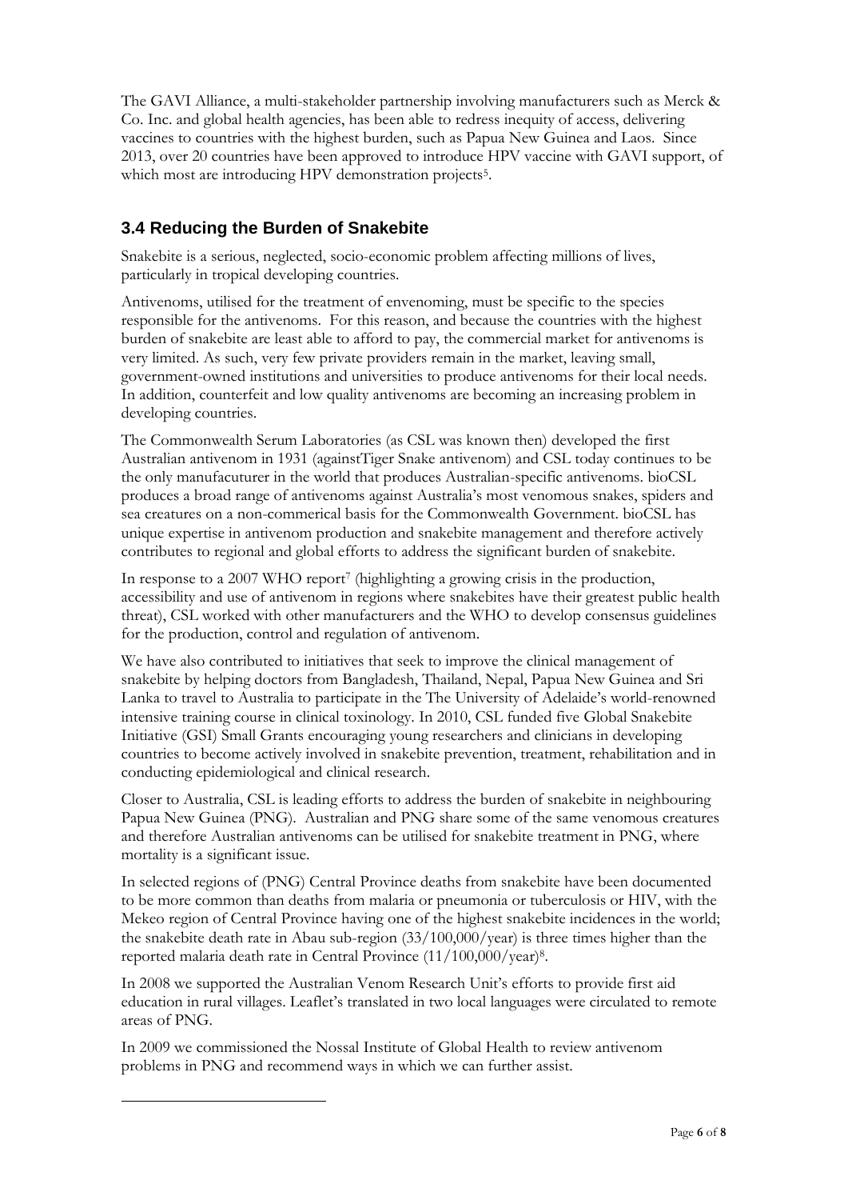The GAVI Alliance, a multi-stakeholder partnership involving manufacturers such as Merck & Co. Inc. and global health agencies, has been able to redress inequity of access, delivering vaccines to countries with the highest burden, such as Papua New Guinea and Laos. Since 2013, over 20 countries have been approved to introduce HPV vaccine with GAVI support, of which most are introducing HPV demonstration projects[5].

### 3.4 Reducing the Burden of Snakebite

Snakebite is a serious, neglected, socio-economic problem affecting millions of lives, particularly in tropical developing countries.

Antivenoms, utilised for the treatment of envenoming, must be specific to the species responsible for the antivenoms. For this reason, and because the countries with the highest burden of snakebite are least able to afford to pay, the commercial market for antivenoms is very limited. As such, very few private providers remain in the market, leaving small, government-owned institutions and universities to produce antivenoms for their local needs. In addition, counterfeit and low quality antivenoms are becoming an increasing problem in developing countries.

The Commonwealth Serum Laboratories (as CSL was known then) developed the first Australian antivenom in 1931 (againstTiger Snake antivenom) and CSL today continues to be the only manufacuturer in the world that produces Australian-specific antivenoms. bioCSL produces a broad range of antivenoms against Australia's most venomous snakes, spiders and sea creatures on a non-commerical basis for the Commonwealth Government. bioCSL has unique expertise in antivenom production and snakebite management and therefore actively contributes to regional and global efforts to address the significant burden of snakebite.

In response to a 2007 WHO report[7] (highlighting a growing crisis in the production, accessibility and use of antivenom in regions where snakebites have their greatest public health threat), CSL worked with other manufacturers and the WHO to develop consensus guidelines for the production, control and regulation of antivenom.

We have also contributed to initiatives that seek to improve the clinical management of snakebite by helping doctors from Bangladesh, Thailand, Nepal, Papua New Guinea and Sri Lanka to travel to Australia to participate in the The University of Adelaide's world-renowned intensive training course in clinical toxinology. In 2010, CSL funded five Global Snakebite Initiative (GSI) Small Grants encouraging young researchers and clinicians in developing countries to become actively involved in snakebite prevention, treatment, rehabilitation and in conducting epidemiological and clinical research.

Closer to Australia, CSL is leading efforts to address the burden of snakebite in neighbouring Papua New Guinea (PNG). Australian and PNG share some of the same venomous creatures and therefore Australian antivenoms can be utilised for snakebite treatment in PNG, where mortality is a significant issue.

In selected regions of (PNG) Central Province deaths from snakebite have been documented to be more common than deaths from malaria or pneumonia or tuberculosis or HIV, with the Mekeo region of Central Province having one of the highest snakebite incidences in the world; the snakebite death rate in Abau sub-region (33/100,000/year) is three times higher than the reported malaria death rate in Central Province (11/100,000/year)[8].

In 2008 we supported the Australian Venom Research Unit's efforts to provide first aid education in rural villages. Leaflet's translated in two local languages were circulated to remote areas of PNG.

In 2009 we commissioned the Nossal Institute of Global Health to review antivenom problems in PNG and recommend ways in which we can further assist.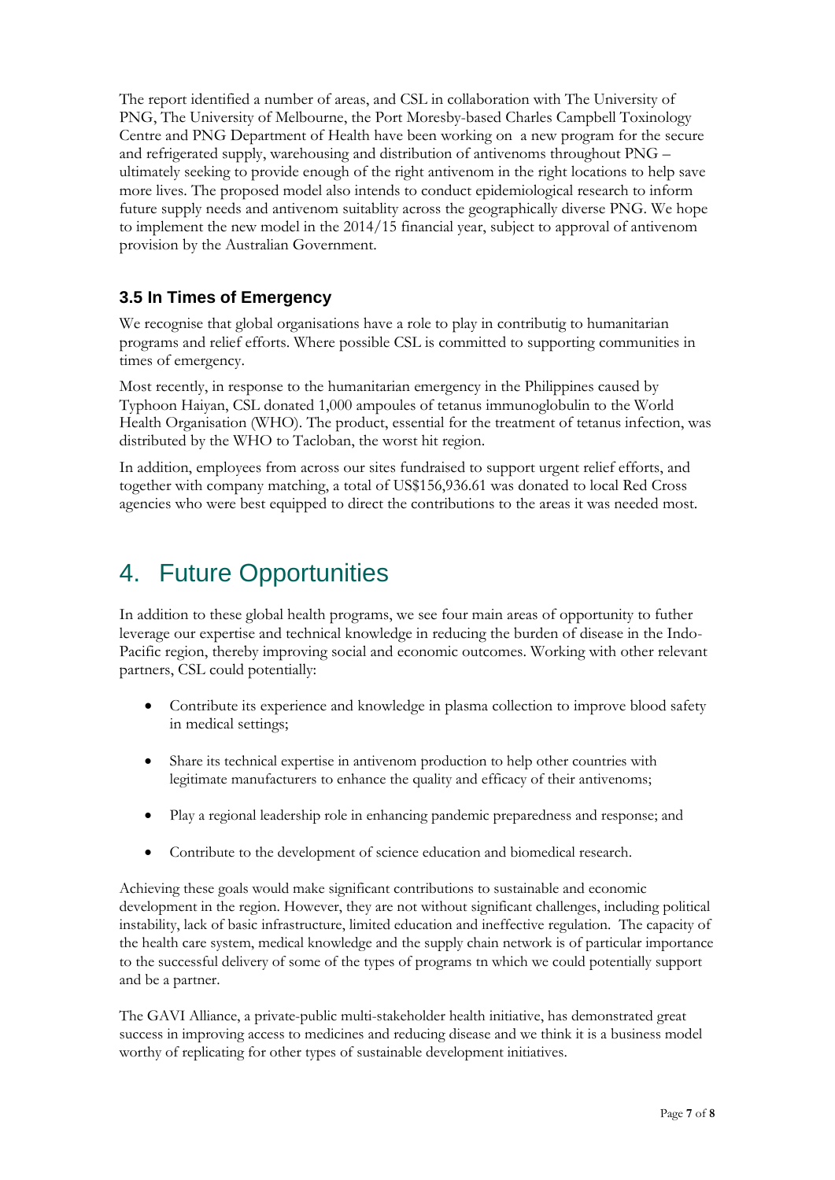The report identified a number of areas, and CSL in collaboration with The University of PNG, The University of Melbourne, the Port Moresby-based Charles Campbell Toxinology Centre and PNG Department of Health have been working on  a new program for the secure and refrigerated supply, warehousing and distribution of antivenoms throughout PNG – ultimately seeking to provide enough of the right antivenom in the right locations to help save more lives. The proposed model also intends to conduct epidemiological research to inform future supply needs and antivenom suitablity across the geographically diverse PNG. We hope to implement the new model in the 2014/15 financial year, subject to approval of antivenom provision by the Australian Government.

### 3.5 In Times of Emergency

We recognise that global organisations have a role to play in contributig to humanitarian programs and relief efforts. Where possible CSL is committed to supporting communities in times of emergency.

Most recently, in response to the humanitarian emergency in the Philippines caused by Typhoon Haiyan, CSL donated 1,000 ampoules of tetanus immunoglobulin to the World Health Organisation (WHO). The product, essential for the treatment of tetanus infection, was distributed by the WHO to Tacloban, the worst hit region.

In addition, employees from across our sites fundraised to support urgent relief efforts, and together with company matching, a total of US$156,936.61 was donated to local Red Cross agencies who were best equipped to direct the contributions to the areas it was needed most.

# 4. Future Opportunities

In addition to these global health programs, we see four main areas of opportunity to futher leverage our expertise and technical knowledge in reducing the burden of disease in the Indo-Pacific region, thereby improving social and economic outcomes. Working with other relevant partners, CSL could potentially:

- Contribute its experience and knowledge in plasma collection to improve blood safety in medical settings;
- Share its technical expertise in antivenom production to help other countries with legitimate manufacturers to enhance the quality and efficacy of their antivenoms;
- Play a regional leadership role in enhancing pandemic preparedness and response; and
- Contribute to the development of science education and biomedical research.

Achieving these goals would make significant contributions to sustainable and economic development in the region. However, they are not without significant challenges, including political instability, lack of basic infrastructure, limited education and ineffective regulation.  The capacity of the health care system, medical knowledge and the supply chain network is of particular importance to the successful delivery of some of the types of programs tn which we could potentially support and be a partner.

The GAVI Alliance, a private-public multi-stakeholder health initiative, has demonstrated great success in improving access to medicines and reducing disease and we think it is a business model worthy of replicating for other types of sustainable development initiatives.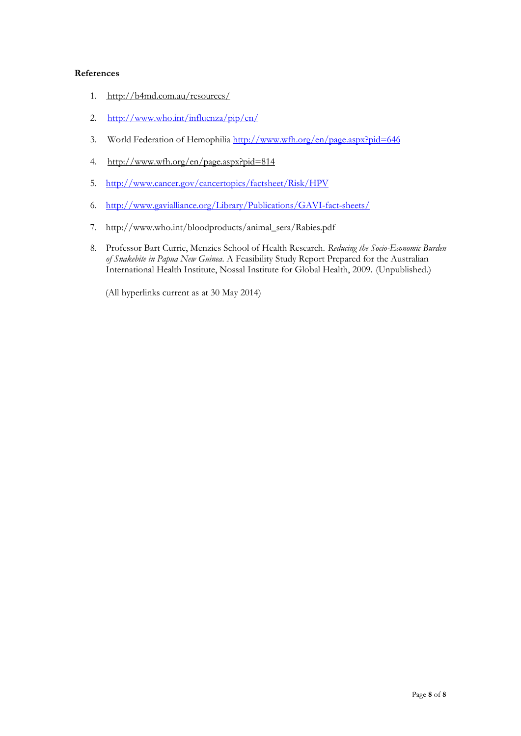**References**

1. http://b4md.com.au/resources/
2. http://www.who.int/influenza/pip/en/
3. World Federation of Hemophilia http://www.wfh.org/en/page.aspx?pid=646
4. http://www.wfh.org/en/page.aspx?pid=814
5. http://www.cancer.gov/cancertopics/factsheet/Risk/HPV
6. http://www.gavialliance.org/Library/Publications/GAVI-fact-sheets/
7. http://www.who.int/bloodproducts/animal_sera/Rabies.pdf
8. Professor Bart Currie, Menzies School of Health Research. *Reducing the Socio-Economic Burden of Snakebite in Papua New Guinea.* A Feasibility Study Report Prepared for the Australian International Health Institute, Nossal Institute for Global Health, 2009. (Unpublished.)

(All hyperlinks current as at 30 May 2014)